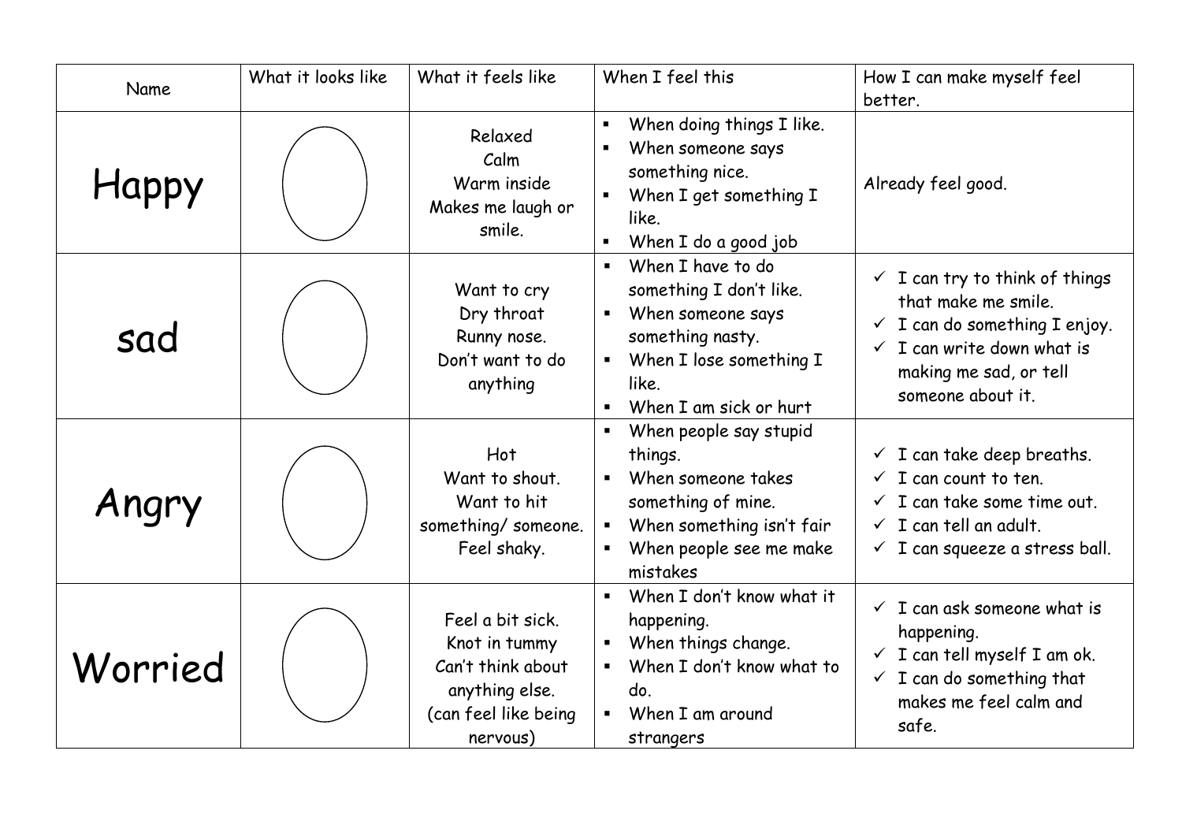| Name | What it looks like | What it feels like | When I feel this | How I can make myself feel better. |
|---|---|---|---|---|
| Happy | | Relaxed<br>Calm<br>Warm inside<br>Makes me laugh or smile. | ▪ When doing things I like.<br>▪ When someone says something nice.<br>▪ When I get something I like.<br>▪ When I do a good job | Already feel good. |
| sad | | Want to cry<br>Dry throat<br>Runny nose.<br>Don't want to do anything | ▪ When I have to do something I don't like.<br>▪ When someone says something nasty.<br>▪ When I lose something I like.<br>▪ When I am sick or hurt | ✓ I can try to think of things that make me smile.<br>✓ I can do something I enjoy.<br>✓ I can write down what is making me sad, or tell someone about it. |
| Angry | | Hot<br>Want to shout.<br>Want to hit something/ someone.<br>Feel shaky. | ▪ When people say stupid things.<br>▪ When someone takes something of mine.<br>▪ When something isn't fair<br>▪ When people see me make mistakes | ✓ I can take deep breaths.<br>✓ I can count to ten.<br>✓ I can take some time out.<br>✓ I can tell an adult.<br>✓ I can squeeze a stress ball. |
| Worried | | Feel a bit sick.<br>Knot in tummy<br>Can't think about anything else.<br>(can feel like being nervous) | ▪ When I don't know what it happening.<br>▪ When things change.<br>▪ When I don't know what to do.<br>▪ When I am around strangers | ✓ I can ask someone what is happening.<br>✓ I can tell myself I am ok.<br>✓ I can do something that makes me feel calm and safe. |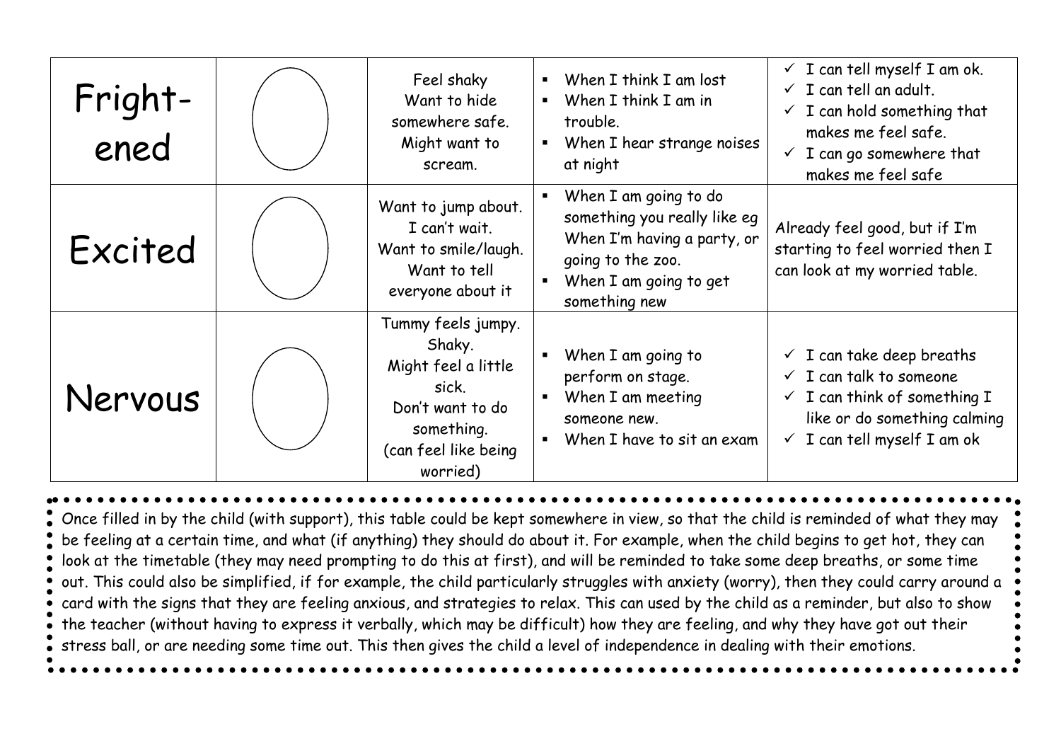| | | | | |
|---|---|---|---|---|
| Fright-ened | | Feel shaky<br>Want to hide somewhere safe.<br>Might want to scream. | ▪ When I think I am lost<br>▪ When I think I am in trouble.<br>▪ When I hear strange noises at night | ✓ I can tell myself I am ok.<br>✓ I can tell an adult.<br>✓ I can hold something that makes me feel safe.<br>✓ I can go somewhere that makes me feel safe |
| Excited | | Want to jump about.<br>I can't wait.<br>Want to smile/laugh.<br>Want to tell everyone about it | ▪ When I am going to do something you really like eg When I'm having a party, or going to the zoo.<br>▪ When I am going to get something new | Already feel good, but if I'm starting to feel worried then I can look at my worried table. |
| Nervous | | Tummy feels jumpy.<br>Shaky.<br>Might feel a little sick.<br>Don't want to do something.<br>(can feel like being worried) | ▪ When I am going to perform on stage.<br>▪ When I am meeting someone new.<br>▪ When I have to sit an exam | ✓ I can take deep breaths<br>✓ I can talk to someone<br>✓ I can think of something I like or do something calming<br>✓ I can tell myself I am ok |

Once filled in by the child (with support), this table could be kept somewhere in view, so that the child is reminded of what they may be feeling at a certain time, and what (if anything) they should do about it. For example, when the child begins to get hot, they can look at the timetable (they may need prompting to do this at first), and will be reminded to take some deep breaths, or some time out. This could also be simplified, if for example, the child particularly struggles with anxiety (worry), then they could carry around a card with the signs that they are feeling anxious, and strategies to relax. This can used by the child as a reminder, but also to show the teacher (without having to express it verbally, which may be difficult) how they are feeling, and why they have got out their stress ball, or are needing some time out. This then gives the child a level of independence in dealing with their emotions.